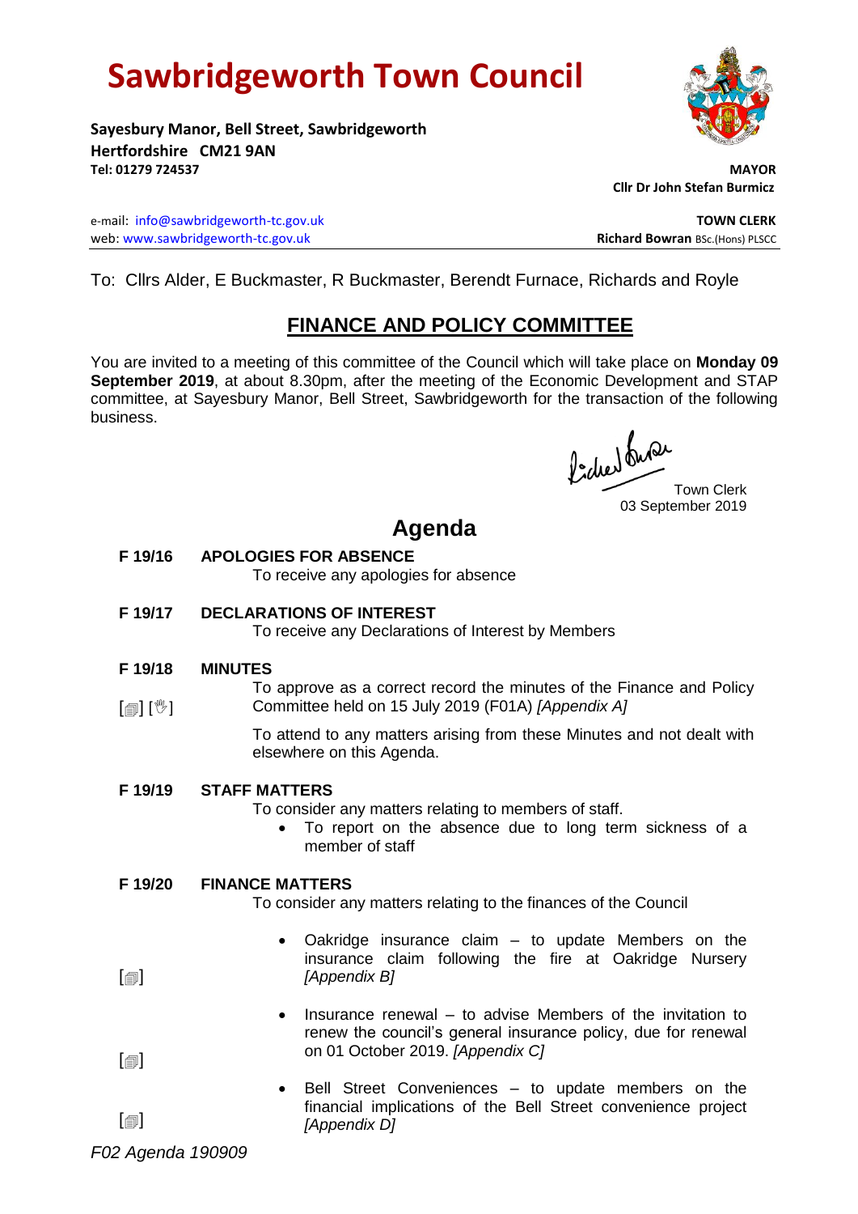# Sawbridgeworth Town Council

**Sayesbury Manor, Bell Street, Sawbridgeworth**
**Hertfordshire CM21 9AN**
**Tel: 01279 724537**

**MAYOR**
**Cllr Dr John Stefan Burmicz**

e-mail: info@sawbridgeworth-tc.gov.uk
web: www.sawbridgeworth-tc.gov.uk

**TOWN CLERK**
**Richard Bowran** BSc.(Hons) PLSCC

To: Cllrs Alder, E Buckmaster, R Buckmaster, Berendt Furnace, Richards and Royle

## FINANCE AND POLICY COMMITTEE

You are invited to a meeting of this committee of the Council which will take place on **Monday 09 September 2019**, at about 8.30pm, after the meeting of the Economic Development and STAP committee, at Sayesbury Manor, Bell Street, Sawbridgeworth for the transaction of the following business.

Town Clerk
03 September 2019

## Agenda

**F 19/16 APOLOGIES FOR ABSENCE**
To receive any apologies for absence

**F 19/17 DECLARATIONS OF INTEREST**
To receive any Declarations of Interest by Members

**F 19/18 MINUTES**
[🗐] [✋] To approve as a correct record the minutes of the Finance and Policy Committee held on 15 July 2019 (F01A) *[Appendix A]*

To attend to any matters arising from these Minutes and not dealt with elsewhere on this Agenda.

**F 19/19 STAFF MATTERS**
To consider any matters relating to members of staff.

- To report on the absence due to long term sickness of a member of staff

**F 19/20 FINANCE MATTERS**
To consider any matters relating to the finances of the Council

- [🗐] Oakridge insurance claim – to update Members on the insurance claim following the fire at Oakridge Nursery *[Appendix B]*
- [🗐] Insurance renewal – to advise Members of the invitation to renew the council's general insurance policy, due for renewal on 01 October 2019. *[Appendix C]*
- [🗐] Bell Street Conveniences – to update members on the financial implications of the Bell Street convenience project *[Appendix D]*

*F02 Agenda 190909*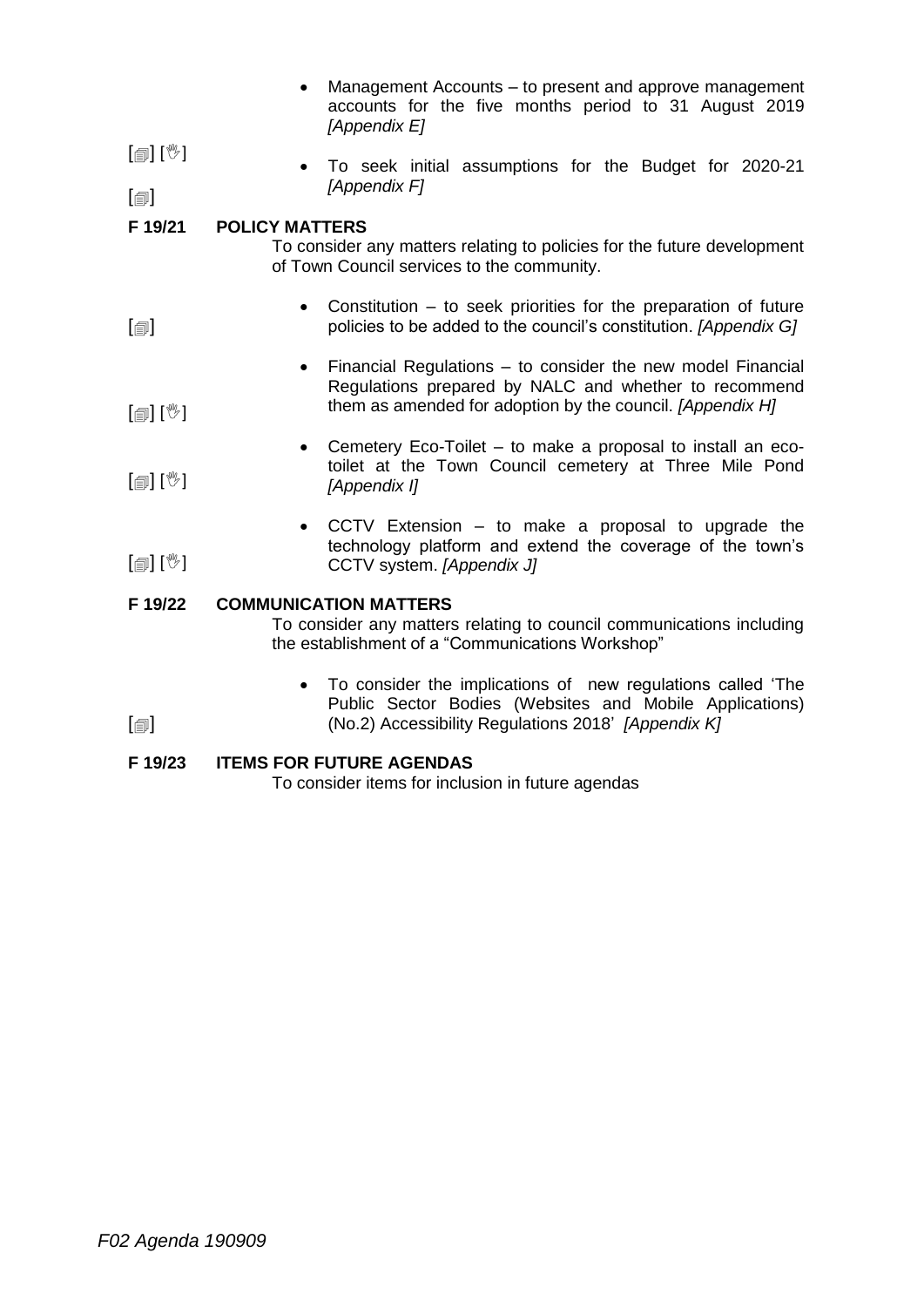- Management Accounts – to present and approve management accounts for the five months period to 31 August 2019 *[Appendix E]*

[🗐] [👋]

- To seek initial assumptions for the Budget for 2020-21 *[Appendix F]*

[🗐]

**F 19/21 POLICY MATTERS**

To consider any matters relating to policies for the future development of Town Council services to the community.

[🗐]

- Constitution – to seek priorities for the preparation of future policies to be added to the council's constitution. *[Appendix G]*

[🗐] [👋]

- Financial Regulations – to consider the new model Financial Regulations prepared by NALC and whether to recommend them as amended for adoption by the council. *[Appendix H]*

[🗐] [👋]

- Cemetery Eco-Toilet – to make a proposal to install an eco-toilet at the Town Council cemetery at Three Mile Pond *[Appendix I]*

[🗐] [👋]

- CCTV Extension – to make a proposal to upgrade the technology platform and extend the coverage of the town's CCTV system. *[Appendix J]*

**F 19/22 COMMUNICATION MATTERS**

To consider any matters relating to council communications including the establishment of a "Communications Workshop"

[🗐]

- To consider the implications of new regulations called 'The Public Sector Bodies (Websites and Mobile Applications) (No.2) Accessibility Regulations 2018' *[Appendix K]*

**F 19/23 ITEMS FOR FUTURE AGENDAS**

To consider items for inclusion in future agendas